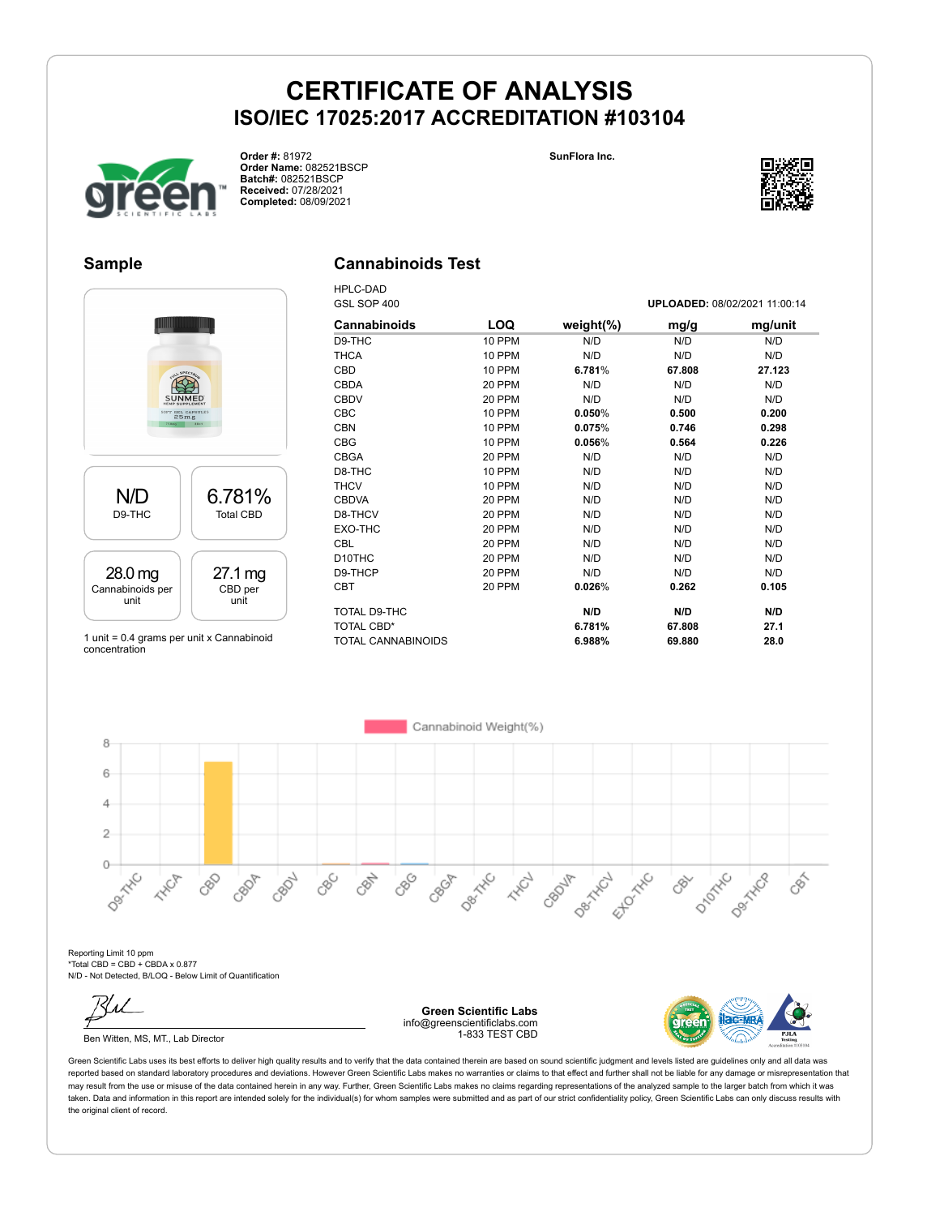# CERTIFICATE OF ANALYSIS

## ISO/IEC 17025:2017 ACCREDITATION #103104

**Order #:** 81972
**Order Name:** 082521BSCP
**Batch#:** 082521BSCP
**Received:** 07/28/2021
**Completed:** 08/09/2021

**SunFlora Inc.**

### Sample

| N/D | 6.781% |
|---|---|
| D9-THC | Total CBD |
| **28.0 mg** | **27.1 mg** |
| Cannabinoids per unit | CBD per unit |

1 unit = 0.4 grams per unit x Cannabinoid concentration

### Cannabinoids Test

HPLC-DAD
GSL SOP 400

**UPLOADED:** 08/02/2021 11:00:14

| Cannabinoids | LOQ | weight(%) | mg/g | mg/unit |
|---|---|---|---|---|
| D9-THC | 10 PPM | N/D | N/D | N/D |
| THCA | 10 PPM | N/D | N/D | N/D |
| CBD | 10 PPM | **6.781%** | **67.808** | **27.123** |
| CBDA | 20 PPM | N/D | N/D | N/D |
| CBDV | 20 PPM | N/D | N/D | N/D |
| CBC | 10 PPM | **0.050%** | **0.500** | **0.200** |
| CBN | 10 PPM | **0.075%** | **0.746** | **0.298** |
| CBG | 10 PPM | **0.056%** | **0.564** | **0.226** |
| CBGA | 20 PPM | N/D | N/D | N/D |
| D8-THC | 10 PPM | N/D | N/D | N/D |
| THCV | 10 PPM | N/D | N/D | N/D |
| CBDVA | 20 PPM | N/D | N/D | N/D |
| D8-THCV | 20 PPM | N/D | N/D | N/D |
| EXO-THC | 20 PPM | N/D | N/D | N/D |
| CBL | 20 PPM | N/D | N/D | N/D |
| D10THC | 20 PPM | N/D | N/D | N/D |
| D9-THCP | 20 PPM | N/D | N/D | N/D |
| CBT | 20 PPM | **0.026%** | **0.262** | **0.105** |
| TOTAL D9-THC | | **N/D** | **N/D** | **N/D** |
| TOTAL CBD* | | **6.781%** | **67.808** | **27.1** |
| TOTAL CANNABINOIDS | | **6.988%** | **69.880** | **28.0** |

Cannabinoid Weight(%)

Reporting Limit 10 ppm
*Total CBD = CBD + CBDA x 0.877
N/D - Not Detected, B/LOQ - Below Limit of Quantification

Ben Witten, MS, MT., Lab Director

**Green Scientific Labs**
info@greenscientificlabs.com
1-833 TEST CBD

Green Scientific Labs uses its best efforts to deliver high quality results and to verify that the data contained therein are based on sound scientific judgment and levels listed are guidelines only and all data was reported based on standard laboratory procedures and deviations. However Green Scientific Labs makes no warranties or claims to that effect and further shall not be liable for any damage or misrepresentation that may result from the use or misuse of the data contained herein in any way. Further, Green Scientific Labs makes no claims regarding representations of the analyzed sample to the larger batch from which it was taken. Data and information in this report are intended solely for the individual(s) for whom samples were submitted and as part of our strict confidentiality policy, Green Scientific Labs can only discuss results with the original client of record.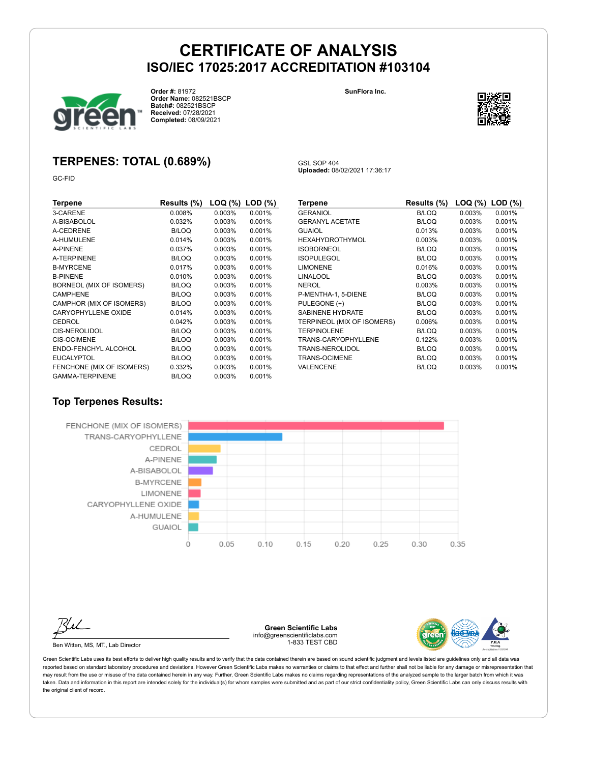# CERTIFICATE OF ANALYSIS
## ISO/IEC 17025:2017 ACCREDITATION #103104

**Order #:** 81972
**Order Name:** 082521BSCP
**Batch#:** 082521BSCP
**Received:** 07/28/2021
**Completed:** 08/09/2021

**SunFlora Inc.**

## TERPENES: TOTAL (0.689%)

GC-FID

GSL SOP 404
**Uploaded:** 08/02/2021 17:36:17

| Terpene | Results (%) | LOQ (%) | LOD (%) |
|---|---|---|---|
| 3-CARENE | 0.008% | 0.003% | 0.001% |
| A-BISABOLOL | 0.032% | 0.003% | 0.001% |
| A-CEDRENE | B/LOQ | 0.003% | 0.001% |
| A-HUMULENE | 0.014% | 0.003% | 0.001% |
| A-PINENE | 0.037% | 0.003% | 0.001% |
| A-TERPINENE | B/LOQ | 0.003% | 0.001% |
| B-MYRCENE | 0.017% | 0.003% | 0.001% |
| B-PINENE | 0.010% | 0.003% | 0.001% |
| BORNEOL (MIX OF ISOMERS) | B/LOQ | 0.003% | 0.001% |
| CAMPHENE | B/LOQ | 0.003% | 0.001% |
| CAMPHOR (MIX OF ISOMERS) | B/LOQ | 0.003% | 0.001% |
| CARYOPHYLLENE OXIDE | 0.014% | 0.003% | 0.001% |
| CEDROL | 0.042% | 0.003% | 0.001% |
| CIS-NEROLIDOL | B/LOQ | 0.003% | 0.001% |
| CIS-OCIMENE | B/LOQ | 0.003% | 0.001% |
| ENDO-FENCHYL ALCOHOL | B/LOQ | 0.003% | 0.001% |
| EUCALYPTOL | B/LOQ | 0.003% | 0.001% |
| FENCHONE (MIX OF ISOMERS) | 0.332% | 0.003% | 0.001% |
| GAMMA-TERPINENE | B/LOQ | 0.003% | 0.001% |
| GERANIOL | B/LOQ | 0.003% | 0.001% |
| GERANYL ACETATE | B/LOQ | 0.003% | 0.001% |
| GUAIOL | 0.013% | 0.003% | 0.001% |
| HEXAHYDROTHYMOL | 0.003% | 0.003% | 0.001% |
| ISOBORNEOL | B/LOQ | 0.003% | 0.001% |
| ISOPULEGOL | B/LOQ | 0.003% | 0.001% |
| LIMONENE | 0.016% | 0.003% | 0.001% |
| LINALOOL | B/LOQ | 0.003% | 0.001% |
| NEROL | 0.003% | 0.003% | 0.001% |
| P-MENTHA-1, 5-DIENE | B/LOQ | 0.003% | 0.001% |
| PULEGONE (+) | B/LOQ | 0.003% | 0.001% |
| SABINENE HYDRATE | B/LOQ | 0.003% | 0.001% |
| TERPINEOL (MIX OF ISOMERS) | 0.006% | 0.003% | 0.001% |
| TERPINOLENE | B/LOQ | 0.003% | 0.001% |
| TRANS-CARYOPHYLLENE | 0.122% | 0.003% | 0.001% |
| TRANS-NEROLIDOL | B/LOQ | 0.003% | 0.001% |
| TRANS-OCIMENE | B/LOQ | 0.003% | 0.001% |
| VALENCENE | B/LOQ | 0.003% | 0.001% |

### Top Terpenes Results:

| Terpene | Value |
|---|---|
| FENCHONE (MIX OF ISOMERS) | 0.332 |
| TRANS-CARYOPHYLLENE | 0.122 |
| CEDROL | 0.042 |
| A-PINENE | 0.037 |
| A-BISABOLOL | 0.032 |
| B-MYRCENE | 0.017 |
| LIMONENE | 0.016 |
| CARYOPHYLLENE OXIDE | 0.014 |
| A-HUMULENE | 0.014 |
| GUAIOL | 0.013 |

Ben Witten, MS, MT., Lab Director

**Green Scientific Labs**
info@greenscientificlabs.com
1-833 TEST CBD

Green Scientific Labs uses its best efforts to deliver high quality results and to verify that the data contained therein are based on sound scientific judgment and levels listed are guidelines only and all data was reported based on standard laboratory procedures and deviations. However Green Scientific Labs makes no warranties or claims to that effect and further shall not be liable for any damage or misrepresentation that may result from the use or misuse of the data contained herein in any way. Further, Green Scientific Labs makes no claims regarding representations of the analyzed sample to the larger batch from which it was taken. Data and information in this report are intended solely for the individual(s) for whom samples were submitted and as part of our strict confidentiality policy, Green Scientific Labs can only discuss results with the original client of record.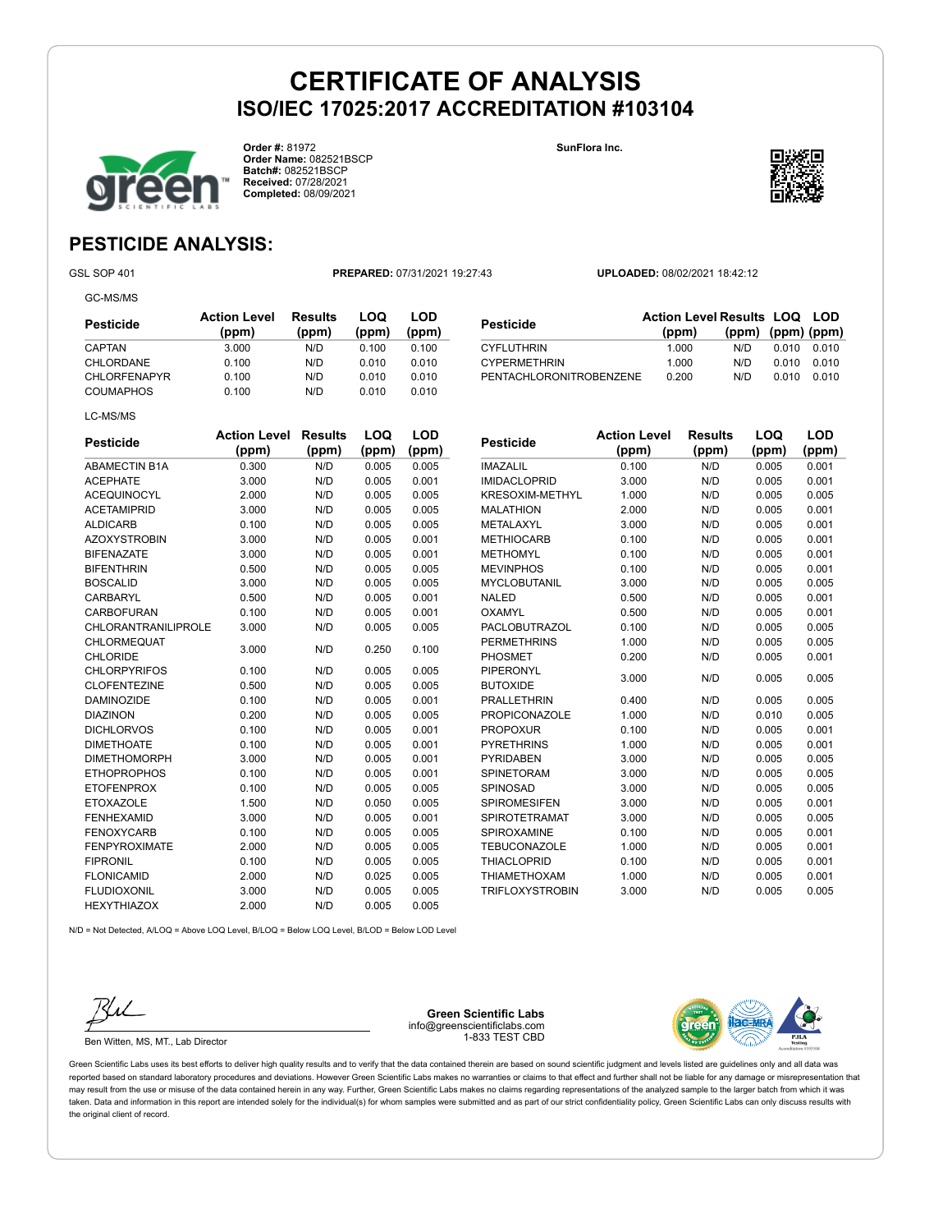# CERTIFICATE OF ANALYSIS
## ISO/IEC 17025:2017 ACCREDITATION #103104

**Order #:** 81972
**Order Name:** 082521BSCP
**Batch#:** 082521BSCP
**Received:** 07/28/2021
**Completed:** 08/09/2021

**SunFlora Inc.**

## PESTICIDE ANALYSIS:

GSL SOP 401 **PREPARED:** 07/31/2021 19:27:43 **UPLOADED:** 08/02/2021 18:42:12

GC-MS/MS

| Pesticide | Action Level (ppm) | Results (ppm) | LOQ (ppm) | LOD (ppm) |
|---|---|---|---|---|
| CAPTAN | 3.000 | N/D | 0.100 | 0.100 |
| CHLORDANE | 0.100 | N/D | 0.010 | 0.010 |
| CHLORFENAPYR | 0.100 | N/D | 0.010 | 0.010 |
| COUMAPHOS | 0.100 | N/D | 0.010 | 0.010 |
| CYFLUTHRIN | 1.000 | N/D | 0.010 | 0.010 |
| CYPERMETHRIN | 1.000 | N/D | 0.010 | 0.010 |
| PENTACHLORONITROBENZENE | 0.200 | N/D | 0.010 | 0.010 |

LC-MS/MS

| Pesticide | Action Level (ppm) | Results (ppm) | LOQ (ppm) | LOD (ppm) |
|---|---|---|---|---|
| ABAMECTIN B1A | 0.300 | N/D | 0.005 | 0.005 |
| ACEPHATE | 3.000 | N/D | 0.005 | 0.001 |
| ACEQUINOCYL | 2.000 | N/D | 0.005 | 0.005 |
| ACETAMIPRID | 3.000 | N/D | 0.005 | 0.005 |
| ALDICARB | 0.100 | N/D | 0.005 | 0.005 |
| AZOXYSTROBIN | 3.000 | N/D | 0.005 | 0.001 |
| BIFENAZATE | 3.000 | N/D | 0.005 | 0.001 |
| BIFENTHRIN | 0.500 | N/D | 0.005 | 0.005 |
| BOSCALID | 3.000 | N/D | 0.005 | 0.005 |
| CARBARYL | 0.500 | N/D | 0.005 | 0.001 |
| CARBOFURAN | 0.100 | N/D | 0.005 | 0.001 |
| CHLORANTRANILIPROLE | 3.000 | N/D | 0.005 | 0.005 |
| CHLORMEQUAT CHLORIDE | 3.000 | N/D | 0.250 | 0.100 |
| CHLORPYRIFOS | 0.100 | N/D | 0.005 | 0.005 |
| CLOFENTEZINE | 0.500 | N/D | 0.005 | 0.005 |
| DAMINOZIDE | 0.100 | N/D | 0.005 | 0.001 |
| DIAZINON | 0.200 | N/D | 0.005 | 0.005 |
| DICHLORVOS | 0.100 | N/D | 0.005 | 0.001 |
| DIMETHOATE | 0.100 | N/D | 0.005 | 0.001 |
| DIMETHOMORPH | 3.000 | N/D | 0.005 | 0.001 |
| ETHOPROPHOS | 0.100 | N/D | 0.005 | 0.001 |
| ETOFENPROX | 0.100 | N/D | 0.005 | 0.005 |
| ETOXAZOLE | 1.500 | N/D | 0.050 | 0.005 |
| FENHEXAMID | 3.000 | N/D | 0.005 | 0.001 |
| FENOXYCARB | 0.100 | N/D | 0.005 | 0.005 |
| FENPYROXIMATE | 2.000 | N/D | 0.005 | 0.005 |
| FIPRONIL | 0.100 | N/D | 0.005 | 0.005 |
| FLONICAMID | 2.000 | N/D | 0.025 | 0.005 |
| FLUDIOXONIL | 3.000 | N/D | 0.005 | 0.005 |
| HEXYTHIAZOX | 2.000 | N/D | 0.005 | 0.005 |
| IMAZALIL | 0.100 | N/D | 0.005 | 0.001 |
| IMIDACLOPRID | 3.000 | N/D | 0.005 | 0.001 |
| KRESOXIM-METHYL | 1.000 | N/D | 0.005 | 0.005 |
| MALATHION | 2.000 | N/D | 0.005 | 0.001 |
| METALAXYL | 3.000 | N/D | 0.005 | 0.001 |
| METHIOCARB | 0.100 | N/D | 0.005 | 0.001 |
| METHOMYL | 0.100 | N/D | 0.005 | 0.001 |
| MEVINPHOS | 0.100 | N/D | 0.005 | 0.001 |
| MYCLOBUTANIL | 3.000 | N/D | 0.005 | 0.005 |
| NALED | 0.500 | N/D | 0.005 | 0.001 |
| OXAMYL | 0.500 | N/D | 0.005 | 0.001 |
| PACLOBUTRAZOL | 0.100 | N/D | 0.005 | 0.005 |
| PERMETHRINS | 1.000 | N/D | 0.005 | 0.005 |
| PHOSMET | 0.200 | N/D | 0.005 | 0.001 |
| PIPERONYL BUTOXIDE | 3.000 | N/D | 0.005 | 0.005 |
| PRALLETHRIN | 0.400 | N/D | 0.005 | 0.005 |
| PROPICONAZOLE | 1.000 | N/D | 0.010 | 0.005 |
| PROPOXUR | 0.100 | N/D | 0.005 | 0.001 |
| PYRETHRINS | 1.000 | N/D | 0.005 | 0.001 |
| PYRIDABEN | 3.000 | N/D | 0.005 | 0.005 |
| SPINETORAM | 3.000 | N/D | 0.005 | 0.005 |
| SPINOSAD | 3.000 | N/D | 0.005 | 0.005 |
| SPIROMESIFEN | 3.000 | N/D | 0.005 | 0.001 |
| SPIROTETRAMAT | 3.000 | N/D | 0.005 | 0.005 |
| SPIROXAMINE | 0.100 | N/D | 0.005 | 0.001 |
| TEBUCONAZOLE | 1.000 | N/D | 0.005 | 0.001 |
| THIACLOPRID | 0.100 | N/D | 0.005 | 0.001 |
| THIAMETHOXAM | 1.000 | N/D | 0.005 | 0.001 |
| TRIFLOXYSTROBIN | 3.000 | N/D | 0.005 | 0.005 |

N/D = Not Detected, A/LOQ = Above LOQ Level, B/LOQ = Below LOQ Level, B/LOD = Below LOD Level

Ben Witten, MS, MT., Lab Director

**Green Scientific Labs**
info@greenscientificlabs.com
1-833 TEST CBD

Green Scientific Labs uses its best efforts to deliver high quality results and to verify that the data contained therein are based on sound scientific judgment and levels listed are guidelines only and all data was reported based on standard laboratory procedures and deviations. However Green Scientific Labs makes no warranties or claims to that effect and further shall not be liable for any damage or misrepresentation that may result from the use or misuse of the data contained herein in any way. Further, Green Scientific Labs makes no claims regarding representations of the analyzed sample to the larger batch from which it was taken. Data and information in this report are intended solely for the individual(s) for whom samples were submitted and as part of our strict confidentiality policy, Green Scientific Labs can only discuss results with the original client of record.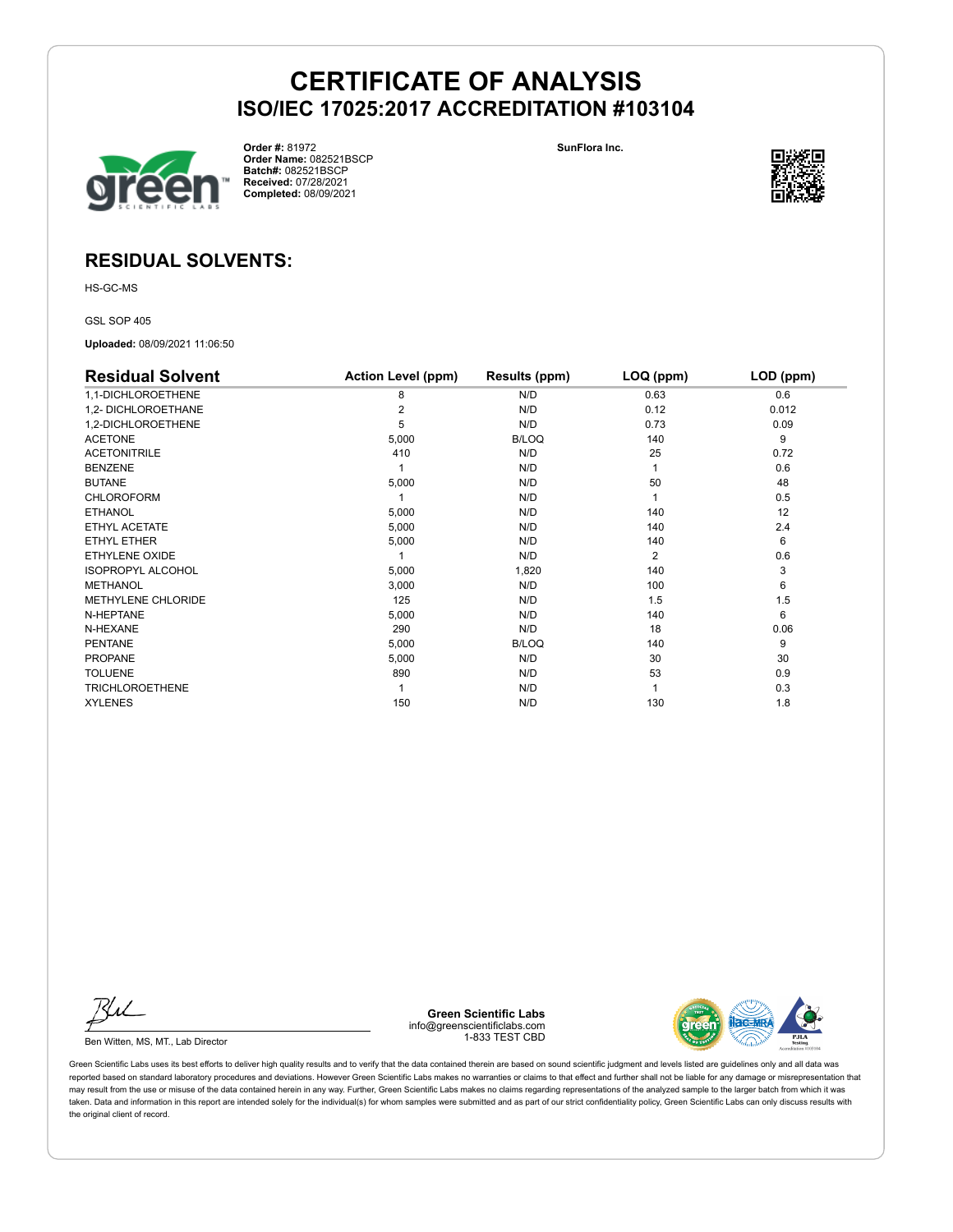# CERTIFICATE OF ANALYSIS
## ISO/IEC 17025:2017 ACCREDITATION #103104

**Order #:** 81972
**Order Name:** 082521BSCP
**Batch#:** 082521BSCP
**Received:** 07/28/2021
**Completed:** 08/09/2021

**SunFlora Inc.**

## RESIDUAL SOLVENTS:

HS-GC-MS

GSL SOP 405

**Uploaded:** 08/09/2021 11:06:50

| Residual Solvent | Action Level (ppm) | Results (ppm) | LOQ (ppm) | LOD (ppm) |
|---|---|---|---|---|
| 1,1-DICHLOROETHENE | 8 | N/D | 0.63 | 0.6 |
| 1,2- DICHLOROETHANE | 2 | N/D | 0.12 | 0.012 |
| 1,2-DICHLOROETHENE | 5 | N/D | 0.73 | 0.09 |
| ACETONE | 5,000 | B/LOQ | 140 | 9 |
| ACETONITRILE | 410 | N/D | 25 | 0.72 |
| BENZENE | 1 | N/D | 1 | 0.6 |
| BUTANE | 5,000 | N/D | 50 | 48 |
| CHLOROFORM | 1 | N/D | 1 | 0.5 |
| ETHANOL | 5,000 | N/D | 140 | 12 |
| ETHYL ACETATE | 5,000 | N/D | 140 | 2.4 |
| ETHYL ETHER | 5,000 | N/D | 140 | 6 |
| ETHYLENE OXIDE | 1 | N/D | 2 | 0.6 |
| ISOPROPYL ALCOHOL | 5,000 | 1,820 | 140 | 3 |
| METHANOL | 3,000 | N/D | 100 | 6 |
| METHYLENE CHLORIDE | 125 | N/D | 1.5 | 1.5 |
| N-HEPTANE | 5,000 | N/D | 140 | 6 |
| N-HEXANE | 290 | N/D | 18 | 0.06 |
| PENTANE | 5,000 | B/LOQ | 140 | 9 |
| PROPANE | 5,000 | N/D | 30 | 30 |
| TOLUENE | 890 | N/D | 53 | 0.9 |
| TRICHLOROETHENE | 1 | N/D | 1 | 0.3 |
| XYLENES | 150 | N/D | 130 | 1.8 |

Ben Witten, MS, MT., Lab Director

**Green Scientific Labs**
info@greenscientificlabs.com
1-833 TEST CBD

Green Scientific Labs uses its best efforts to deliver high quality results and to verify that the data contained therein are based on sound scientific judgment and levels listed are guidelines only and all data was reported based on standard laboratory procedures and deviations. However Green Scientific Labs makes no warranties or claims to that effect and further shall not be liable for any damage or misrepresentation that may result from the use or misuse of the data contained herein in any way. Further, Green Scientific Labs makes no claims regarding representations of the analyzed sample to the larger batch from which it was taken. Data and information in this report are intended solely for the individual(s) for whom samples were submitted and as part of our strict confidentiality policy, Green Scientific Labs can only discuss results with the original client of record.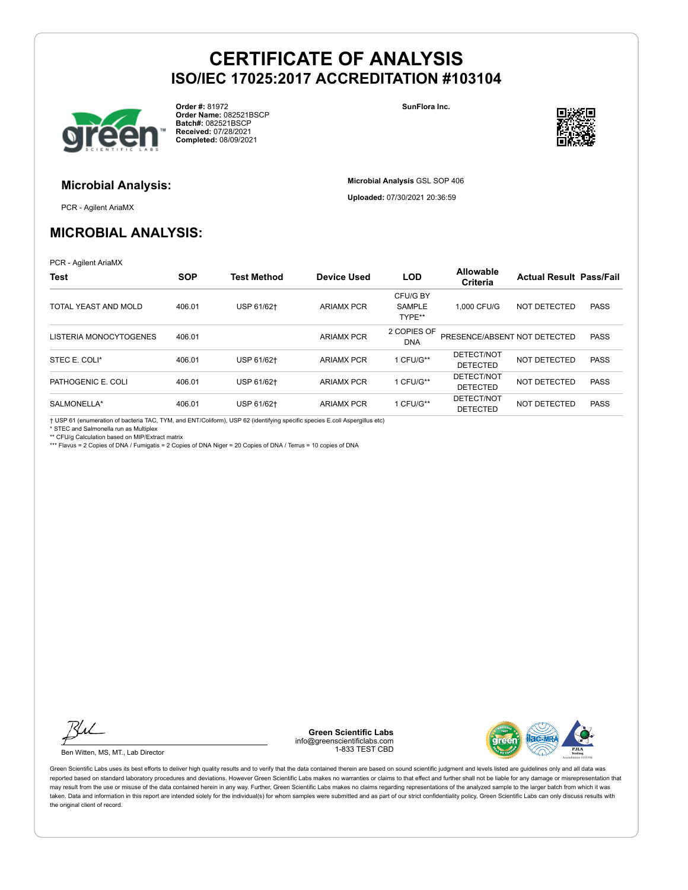# CERTIFICATE OF ANALYSIS

## ISO/IEC 17025:2017 ACCREDITATION #103104

**Order #:** 81972
**Order Name:** 082521BSCP
**Batch#:** 082521BSCP
**Received:** 07/28/2021
**Completed:** 08/09/2021

**SunFlora Inc.**

### Microbial Analysis:

PCR - Agilent AriaMX

**Microbial Analysis** GSL SOP 406

**Uploaded:** 07/30/2021 20:36:59

## MICROBIAL ANALYSIS:

PCR - Agilent AriaMX

| Test | SOP | Test Method | Device Used | LOD | Allowable Criteria | Actual Result | Pass/Fail |
|---|---|---|---|---|---|---|---|
| TOTAL YEAST AND MOLD | 406.01 | USP 61/62† | ARIAMX PCR | CFU/G BY SAMPLE TYPE** | 1,000 CFU/G | NOT DETECTED | PASS |
| LISTERIA MONOCYTOGENES | 406.01 | | ARIAMX PCR | 2 COPIES OF DNA | PRESENCE/ABSENT | NOT DETECTED | PASS |
| STEC E. COLI* | 406.01 | USP 61/62† | ARIAMX PCR | 1 CFU/G** | DETECT/NOT DETECTED | NOT DETECTED | PASS |
| PATHOGENIC E. COLI | 406.01 | USP 61/62† | ARIAMX PCR | 1 CFU/G** | DETECT/NOT DETECTED | NOT DETECTED | PASS |
| SALMONELLA* | 406.01 | USP 61/62† | ARIAMX PCR | 1 CFU/G** | DETECT/NOT DETECTED | NOT DETECTED | PASS |

† USP 61 (enumeration of bacteria TAC, TYM, and ENT/Coliform), USP 62 (identifying specific species E.coli Aspergillus etc)
* STEC and Salmonella run as Multiplex
** CFU/g Calculation based on MIP/Extract matrix
*** Flavus = 2 Copies of DNA / Fumigatis = 2 Copies of DNA Niger = 20 Copies of DNA / Terrus = 10 copies of DNA

Ben Witten, MS, MT., Lab Director

**Green Scientific Labs**
info@greenscientificlabs.com
1-833 TEST CBD

Green Scientific Labs uses its best efforts to deliver high quality results and to verify that the data contained therein are based on sound scientific judgment and levels listed are guidelines only and all data was reported based on standard laboratory procedures and deviations. However Green Scientific Labs makes no warranties or claims to that effect and further shall not be liable for any damage or misrepresentation that may result from the use or misuse of the data contained herein in any way. Further, Green Scientific Labs makes no claims regarding representations of the analyzed sample to the larger batch from which it was taken. Data and information in this report are intended solely for the individual(s) for whom samples were submitted and as part of our strict confidentiality policy, Green Scientific Labs can only discuss results with the original client of record.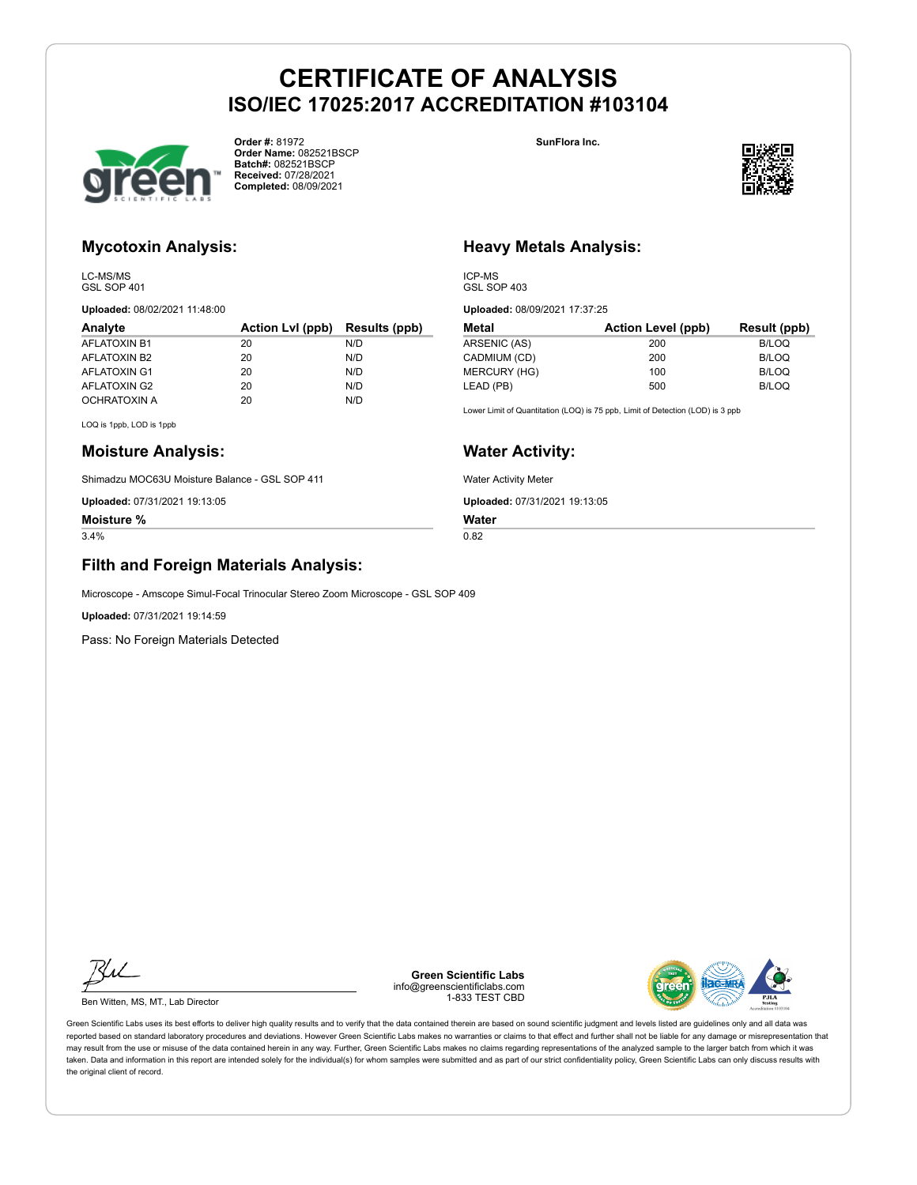# CERTIFICATE OF ANALYSIS

## ISO/IEC 17025:2017 ACCREDITATION #103104

**Order #:** 81972
**Order Name:** 082521BSCP
**Batch#:** 082521BSCP
**Received:** 07/28/2021
**Completed:** 08/09/2021

**SunFlora Inc.**

### Mycotoxin Analysis:

LC-MS/MS
GSL SOP 401

**Uploaded:** 08/02/2021 11:48:00

| Analyte | Action Lvl (ppb) | Results (ppb) |
|---|---|---|
| AFLATOXIN B1 | 20 | N/D |
| AFLATOXIN B2 | 20 | N/D |
| AFLATOXIN G1 | 20 | N/D |
| AFLATOXIN G2 | 20 | N/D |
| OCHRATOXIN A | 20 | N/D |

LOQ is 1ppb, LOD is 1ppb

### Heavy Metals Analysis:

ICP-MS
GSL SOP 403

**Uploaded:** 08/09/2021 17:37:25

| Metal | Action Level (ppb) | Result (ppb) |
|---|---|---|
| ARSENIC (AS) | 200 | B/LOQ |
| CADMIUM (CD) | 200 | B/LOQ |
| MERCURY (HG) | 100 | B/LOQ |
| LEAD (PB) | 500 | B/LOQ |

Lower Limit of Quantitation (LOQ) is 75 ppb, Limit of Detection (LOD) is 3 ppb

### Moisture Analysis:

Shimadzu MOC63U Moisture Balance - GSL SOP 411

**Uploaded:** 07/31/2021 19:13:05

| Moisture % |
|---|
| 3.4% |

### Water Activity:

Water Activity Meter

**Uploaded:** 07/31/2021 19:13:05

| Water |
|---|
| 0.82 |

### Filth and Foreign Materials Analysis:

Microscope - Amscope Simul-Focal Trinocular Stereo Zoom Microscope - GSL SOP 409

**Uploaded:** 07/31/2021 19:14:59

Pass: No Foreign Materials Detected

Ben Witten, MS, MT., Lab Director

**Green Scientific Labs**
info@greenscientificlabs.com
1-833 TEST CBD

Green Scientific Labs uses its best efforts to deliver high quality results and to verify that the data contained therein are based on sound scientific judgment and levels listed are guidelines only and all data was reported based on standard laboratory procedures and deviations. However Green Scientific Labs makes no warranties or claims to that effect and further shall not be liable for any damage or misrepresentation that may result from the use or misuse of the data contained herein in any way. Further, Green Scientific Labs makes no claims regarding representations of the analyzed sample to the larger batch from which it was taken. Data and information in this report are intended solely for the individual(s) for whom samples were submitted and as part of our strict confidentiality policy, Green Scientific Labs can only discuss results with the original client of record.